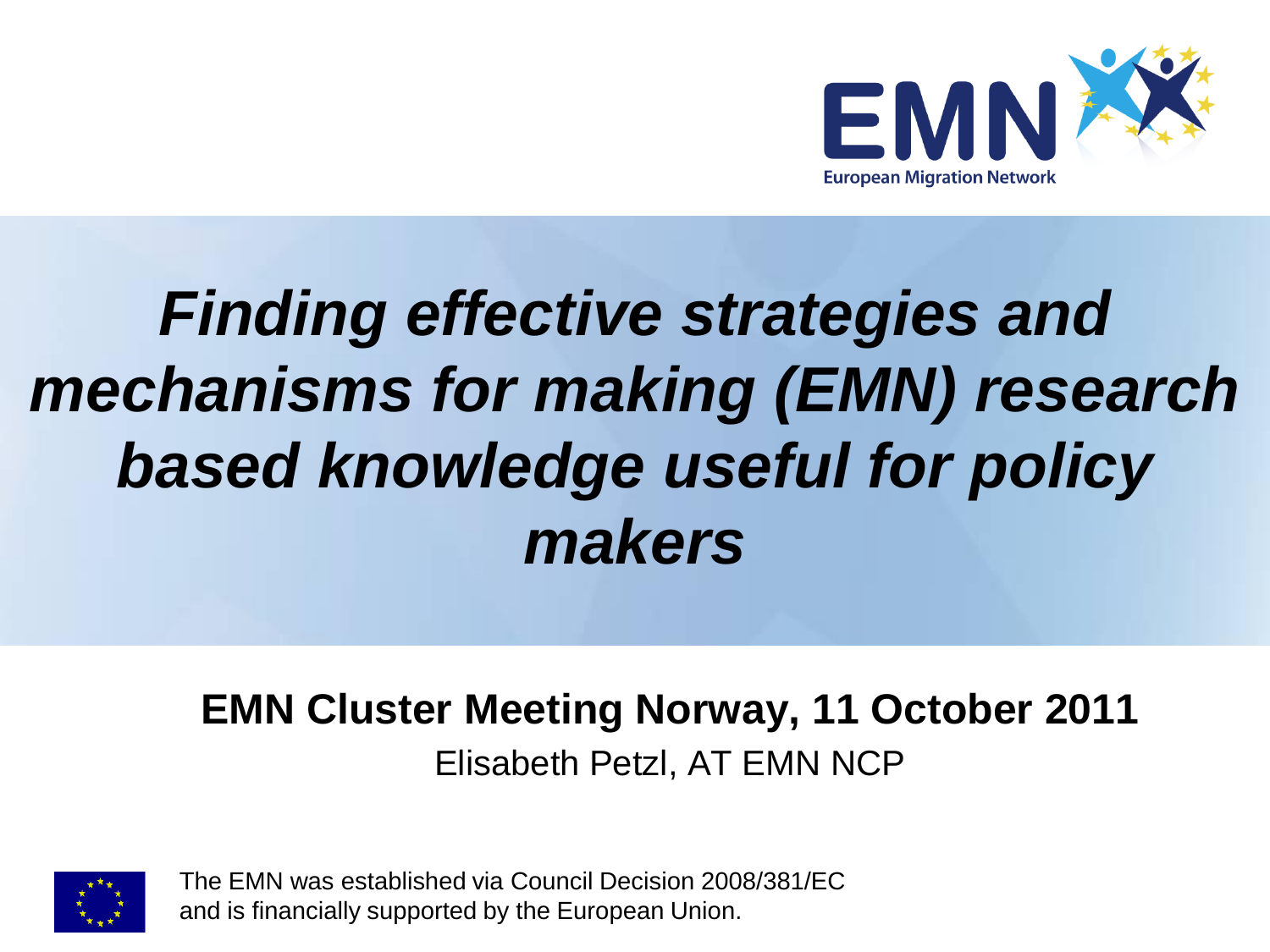# *Finding effective strategies and mechanisms for making (EMN) research based knowledge useful for policy makers*

**EMN Cluster Meeting Norway, 11 October 2011**

Elisabeth Petzl, AT EMN NCP

The EMN was established via Council Decision 2008/381/EC and is financially supported by the European Union.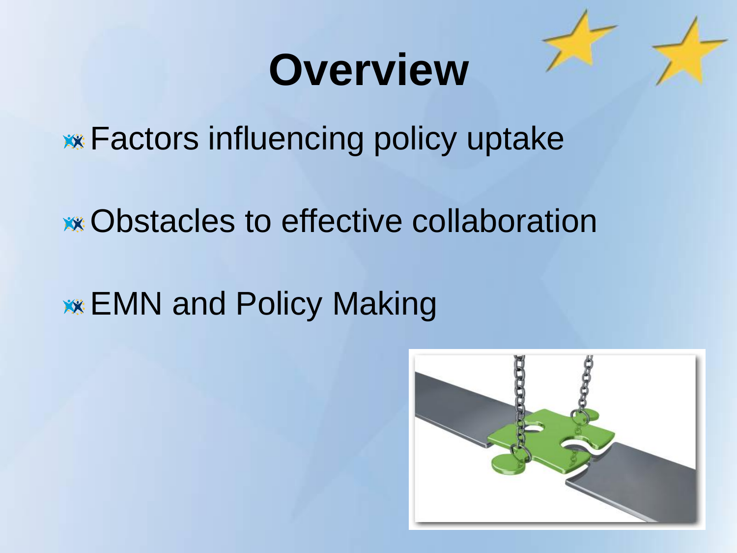# Overview

- Factors influencing policy uptake
- Obstacles to effective collaboration
- EMN and Policy Making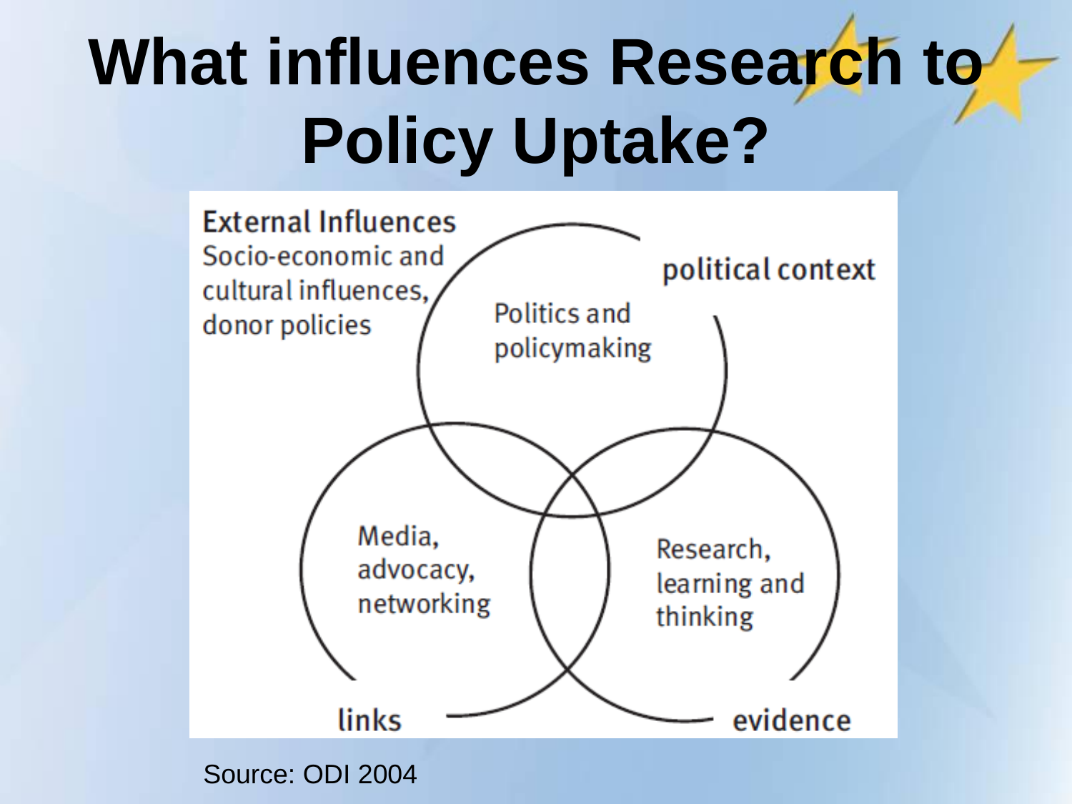# What influences Research to Policy Uptake?

**External Influences**
Socio-economic and cultural influences, donor policies

political context

Politics and policymaking

Media, advocacy, networking

Research, learning and thinking

links

evidence

Source: ODI 2004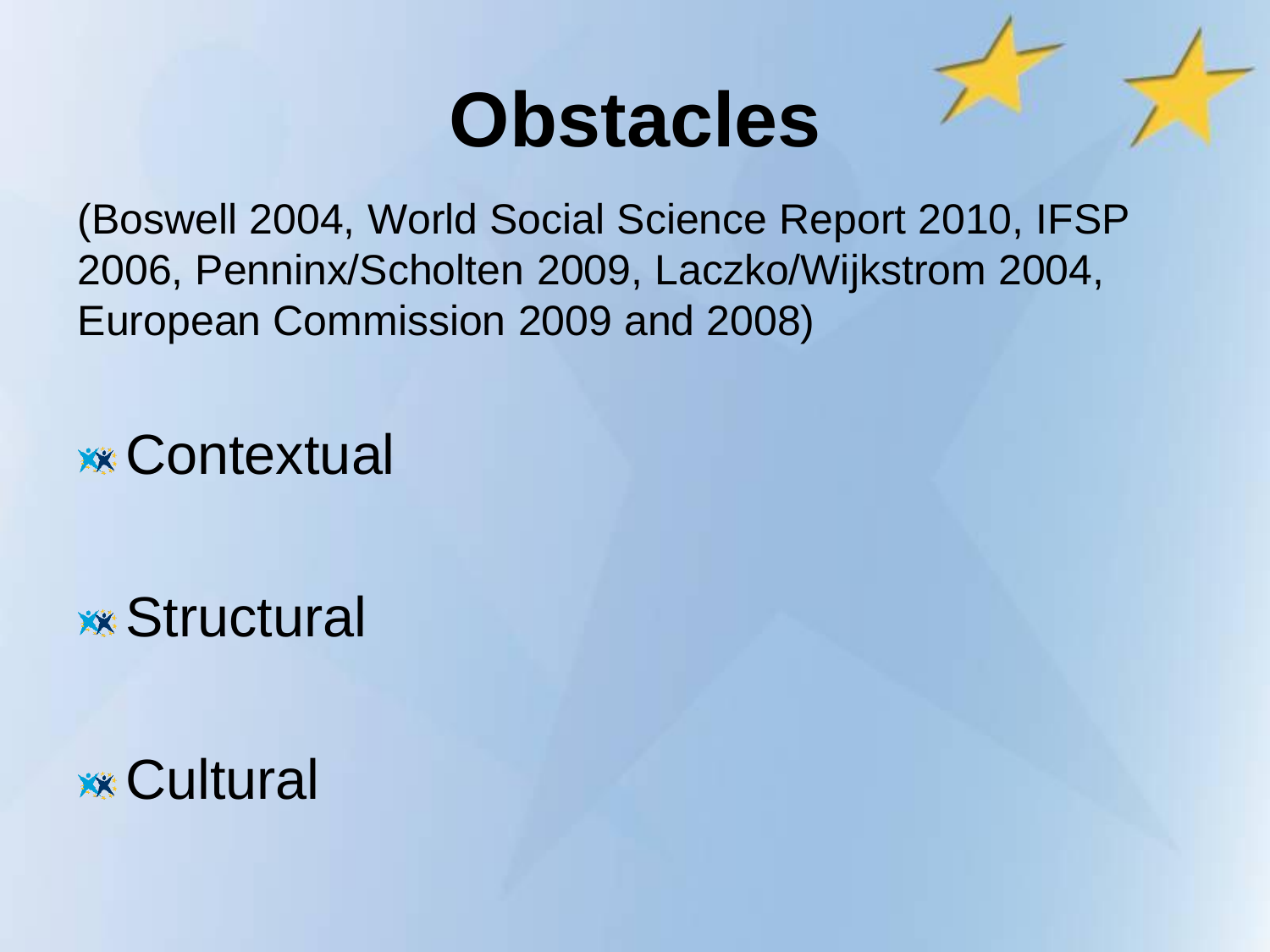# Obstacles

(Boswell 2004, World Social Science Report 2010, IFSP 2006, Penninx/Scholten 2009, Laczko/Wijkstrom 2004, European Commission 2009 and 2008)

- Contextual
- Structural
- Cultural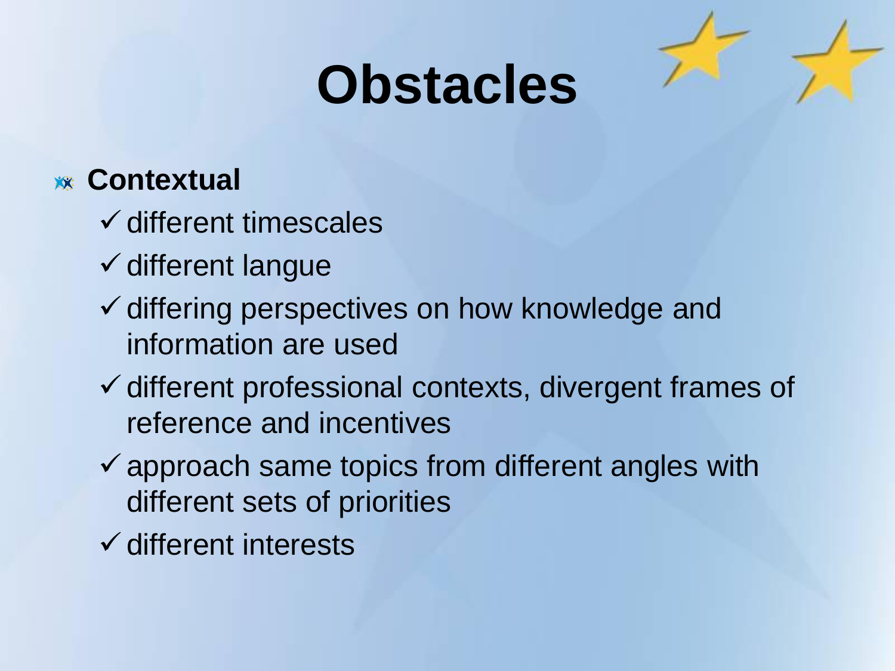# Obstacles

- **Contextual**
  - ✓ different timescales
  - ✓ different langue
  - ✓ differing perspectives on how knowledge and information are used
  - ✓ different professional contexts, divergent frames of reference and incentives
  - ✓ approach same topics from different angles with different sets of priorities
  - ✓ different interests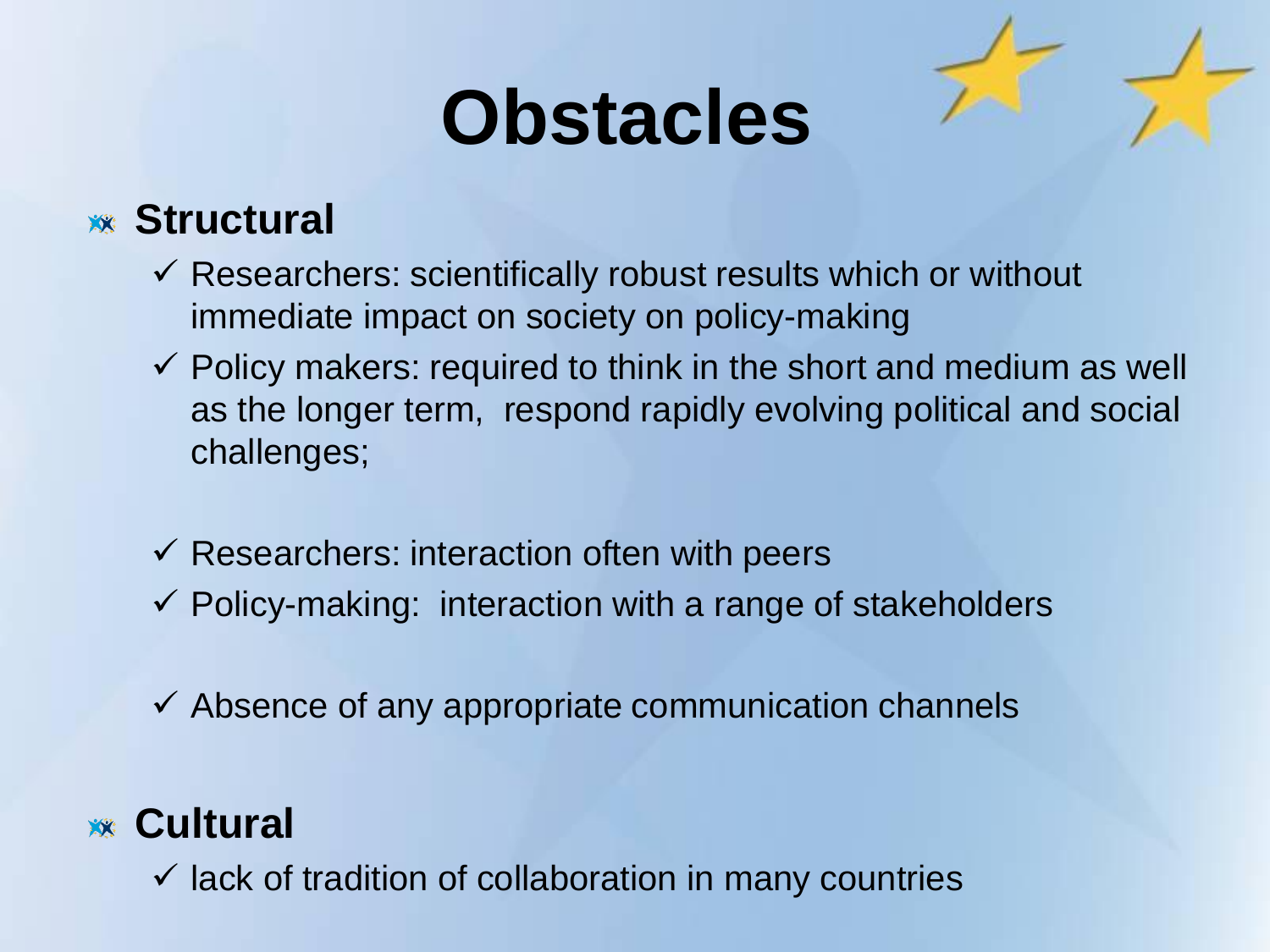# Obstacles

- **Structural**
  - ✓ Researchers: scientifically robust results which or without immediate impact on society on policy-making
  - ✓ Policy makers: required to think in the short and medium as well as the longer term, respond rapidly evolving political and social challenges;
  - ✓ Researchers: interaction often with peers
  - ✓ Policy-making: interaction with a range of stakeholders
  - ✓ Absence of any appropriate communication channels
- **Cultural**
  - ✓ lack of tradition of collaboration in many countries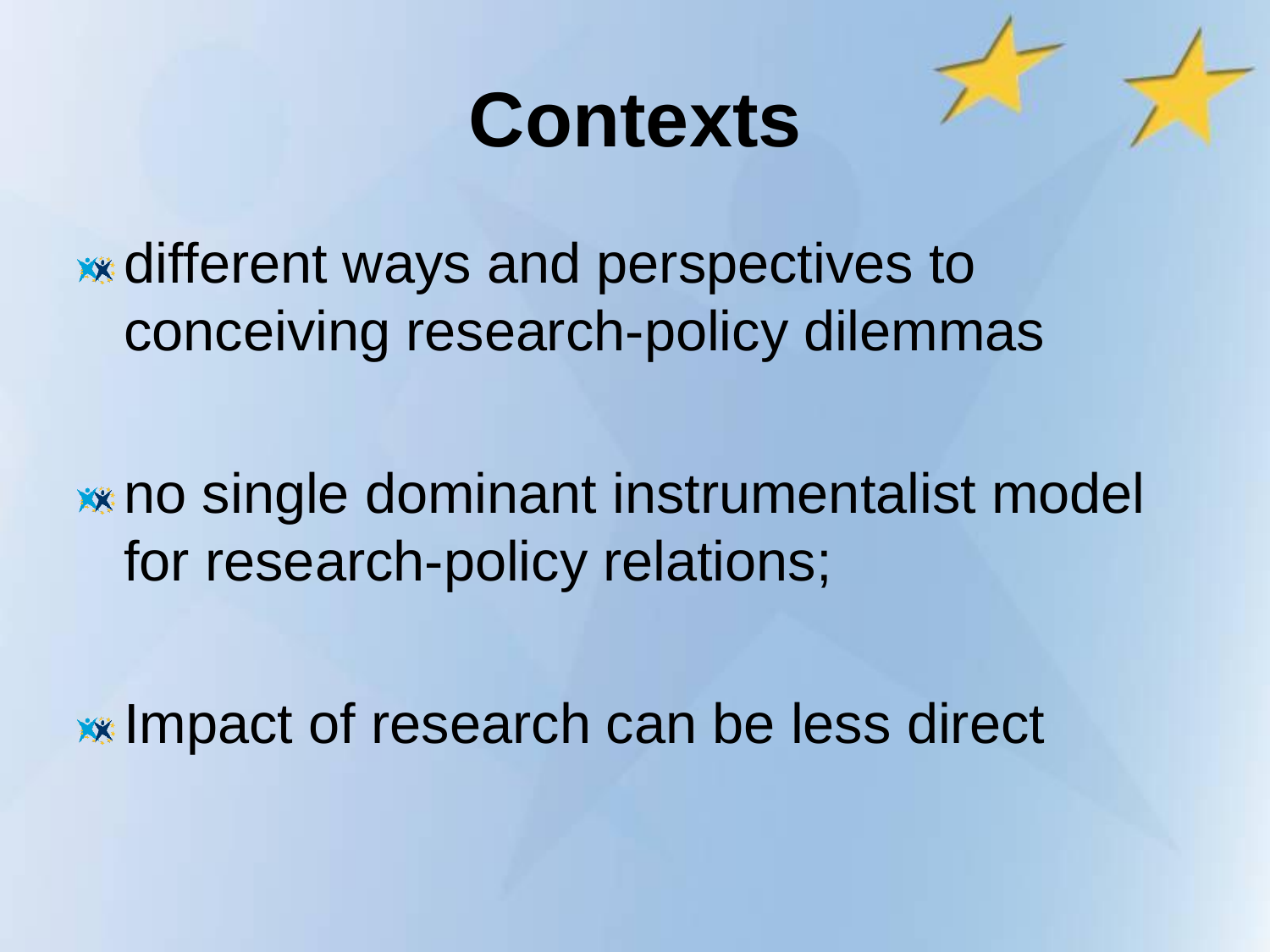# Contexts

- different ways and perspectives to conceiving research-policy dilemmas
- no single dominant instrumentalist model for research-policy relations;
- Impact of research can be less direct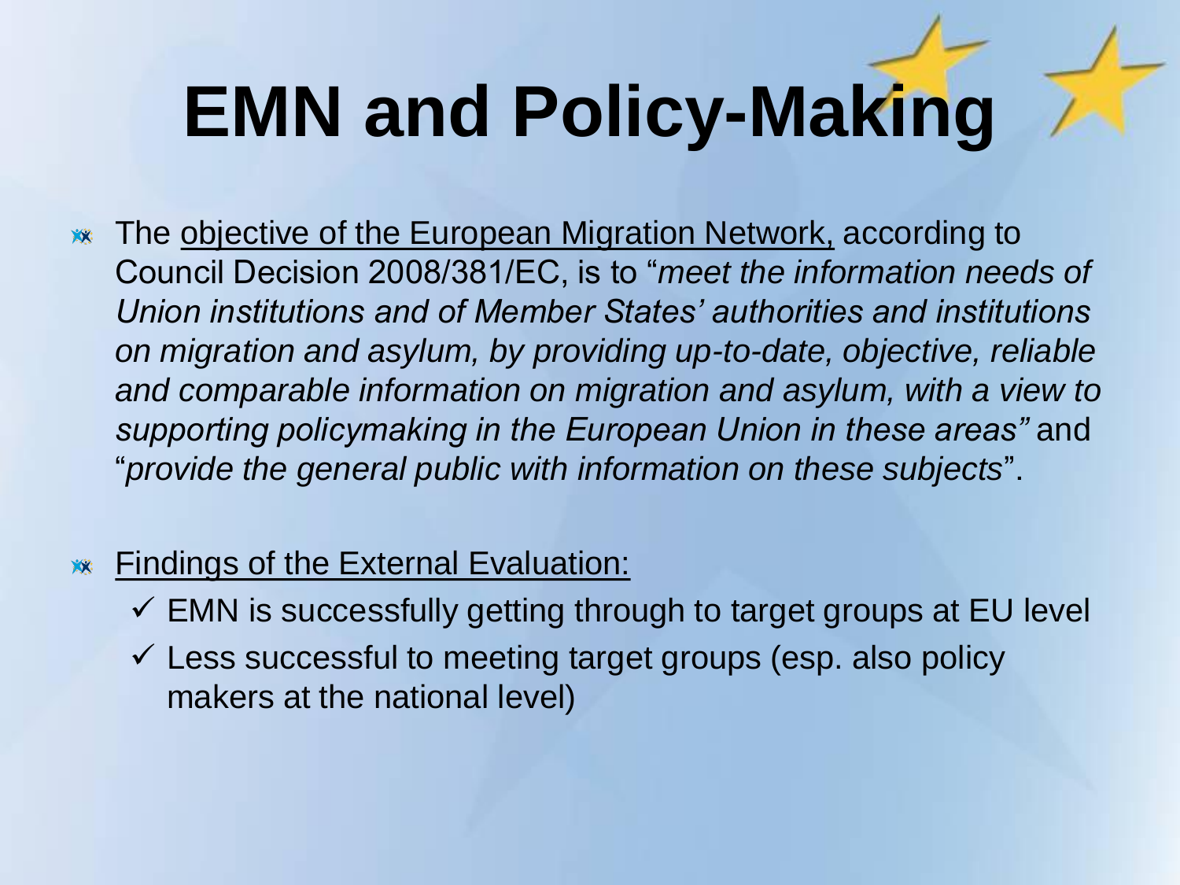# EMN and Policy-Making

- The objective of the European Migration Network, according to Council Decision 2008/381/EC, is to "*meet the information needs of Union institutions and of Member States' authorities and institutions on migration and asylum, by providing up-to-date, objective, reliable and comparable information on migration and asylum, with a view to supporting policymaking in the European Union in these areas"* and "*provide the general public with information on these subjects*".

- Findings of the External Evaluation:
  - ✓ EMN is successfully getting through to target groups at EU level
  - ✓ Less successful to meeting target groups (esp. also policy makers at the national level)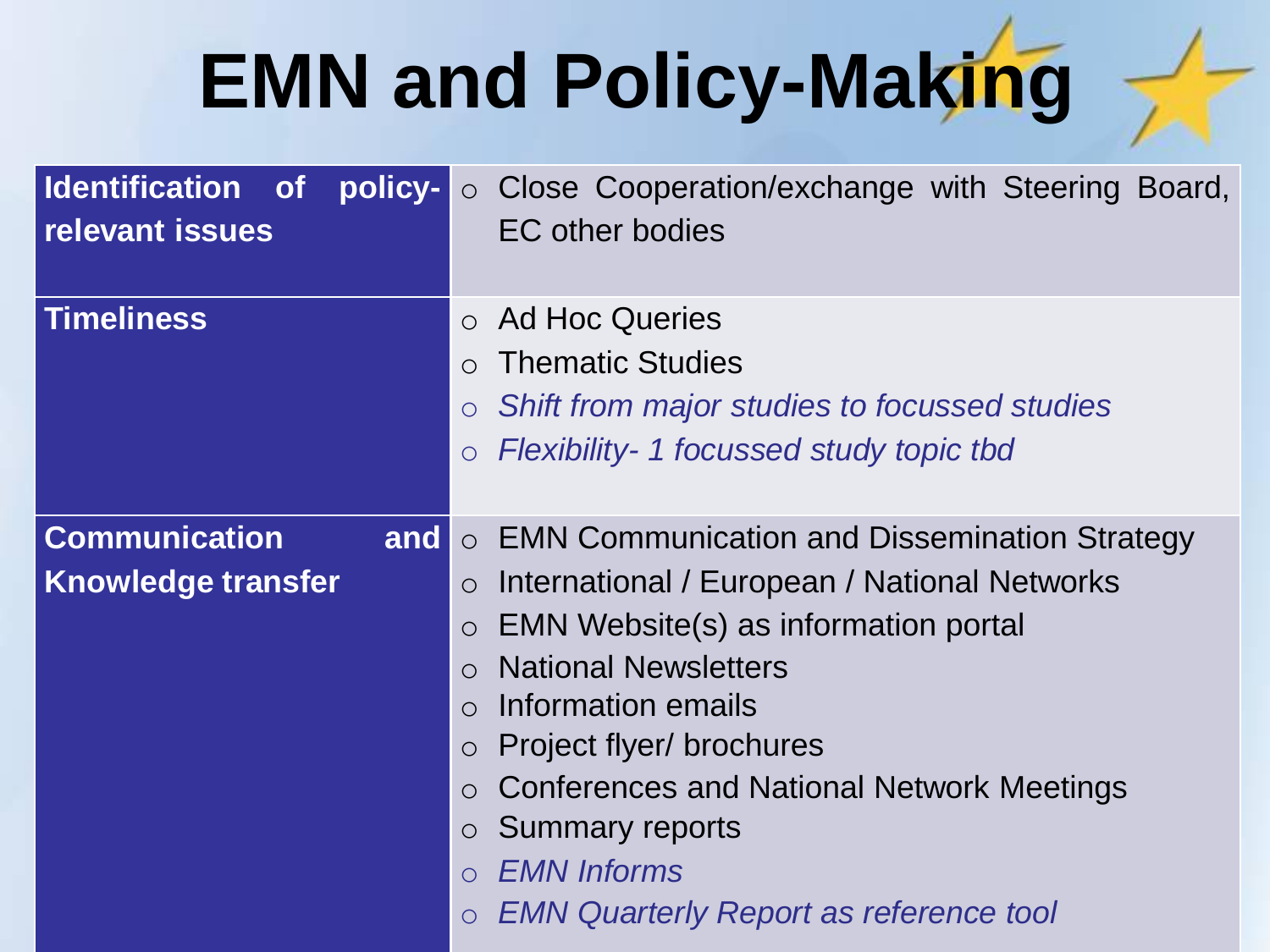# EMN and Policy-Making

| | |
|---|---|
| **Identification of policy-relevant issues** | ○ Close Cooperation/exchange with Steering Board, EC other bodies |
| **Timeliness** | ○ Ad Hoc Queries<br>○ Thematic Studies<br>○ *Shift from major studies to focussed studies*<br>○ *Flexibility- 1 focussed study topic tbd* |
| **Communication and Knowledge transfer** | ○ EMN Communication and Dissemination Strategy<br>○ International / European / National Networks<br>○ EMN Website(s) as information portal<br>○ National Newsletters<br>○ Information emails<br>○ Project flyer/ brochures<br>○ Conferences and National Network Meetings<br>○ Summary reports<br>○ *EMN Informs*<br>○ *EMN Quarterly Report as reference tool* |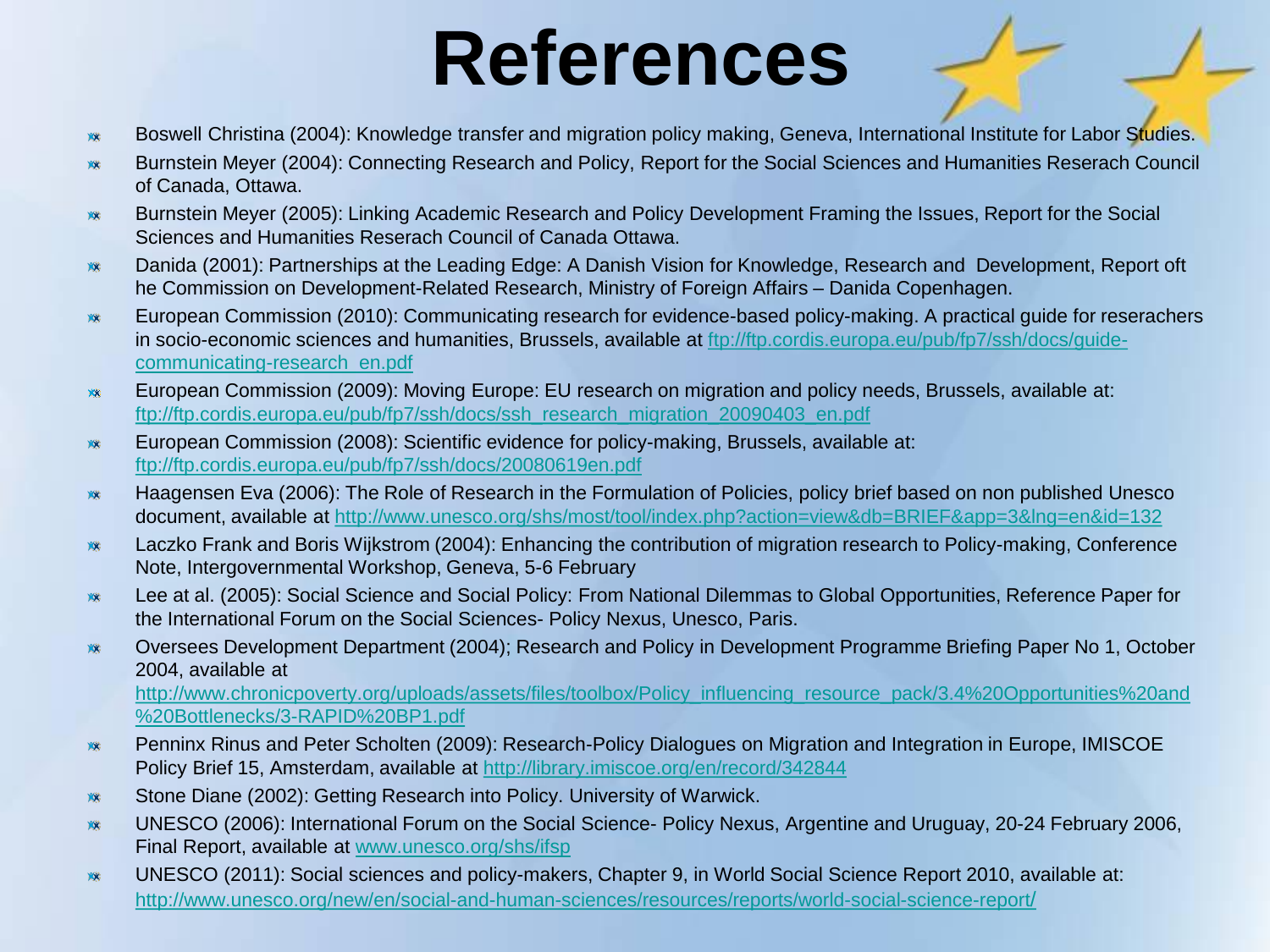# References

- Boswell Christina (2004): Knowledge transfer and migration policy making, Geneva, International Institute for Labor Studies.
- Burnstein Meyer (2004): Connecting Research and Policy, Report for the Social Sciences and Humanities Reserach Council of Canada, Ottawa.
- Burnstein Meyer (2005): Linking Academic Research and Policy Development Framing the Issues, Report for the Social Sciences and Humanities Reserach Council of Canada Ottawa.
- Danida (2001): Partnerships at the Leading Edge: A Danish Vision for Knowledge, Research and Development, Report oft he Commission on Development-Related Research, Ministry of Foreign Affairs – Danida Copenhagen.
- European Commission (2010): Communicating research for evidence-based policy-making. A practical guide for reserachers in socio-economic sciences and humanities, Brussels, available at ftp://ftp.cordis.europa.eu/pub/fp7/ssh/docs/guide-communicating-research_en.pdf
- European Commission (2009): Moving Europe: EU research on migration and policy needs, Brussels, available at: ftp://ftp.cordis.europa.eu/pub/fp7/ssh/docs/ssh_research_migration_20090403_en.pdf
- European Commission (2008): Scientific evidence for policy-making, Brussels, available at: ftp://ftp.cordis.europa.eu/pub/fp7/ssh/docs/20080619en.pdf
- Haagensen Eva (2006): The Role of Research in the Formulation of Policies, policy brief based on non published Unesco document, available at http://www.unesco.org/shs/most/tool/index.php?action=view&db=BRIEF&app=3&lng=en&id=132
- Laczko Frank and Boris Wijkstrom (2004): Enhancing the contribution of migration research to Policy-making, Conference Note, Intergovernmental Workshop, Geneva, 5-6 February
- Lee at al. (2005): Social Science and Social Policy: From National Dilemmas to Global Opportunities, Reference Paper for the International Forum on the Social Sciences- Policy Nexus, Unesco, Paris.
- Oversees Development Department (2004); Research and Policy in Development Programme Briefing Paper No 1, October 2004, available at http://www.chronicpoverty.org/uploads/assets/files/toolbox/Policy_influencing_resource_pack/3.4%20Opportunities%20and%20Bottlenecks/3-RAPID%20BP1.pdf
- Penninx Rinus and Peter Scholten (2009): Research-Policy Dialogues on Migration and Integration in Europe, IMISCOE Policy Brief 15, Amsterdam, available at http://library.imiscoe.org/en/record/342844
- Stone Diane (2002): Getting Research into Policy. University of Warwick.
- UNESCO (2006): International Forum on the Social Science- Policy Nexus, Argentine and Uruguay, 20-24 February 2006, Final Report, available at www.unesco.org/shs/ifsp
- UNESCO (2011): Social sciences and policy-makers, Chapter 9, in World Social Science Report 2010, available at: http://www.unesco.org/new/en/social-and-human-sciences/resources/reports/world-social-science-report/